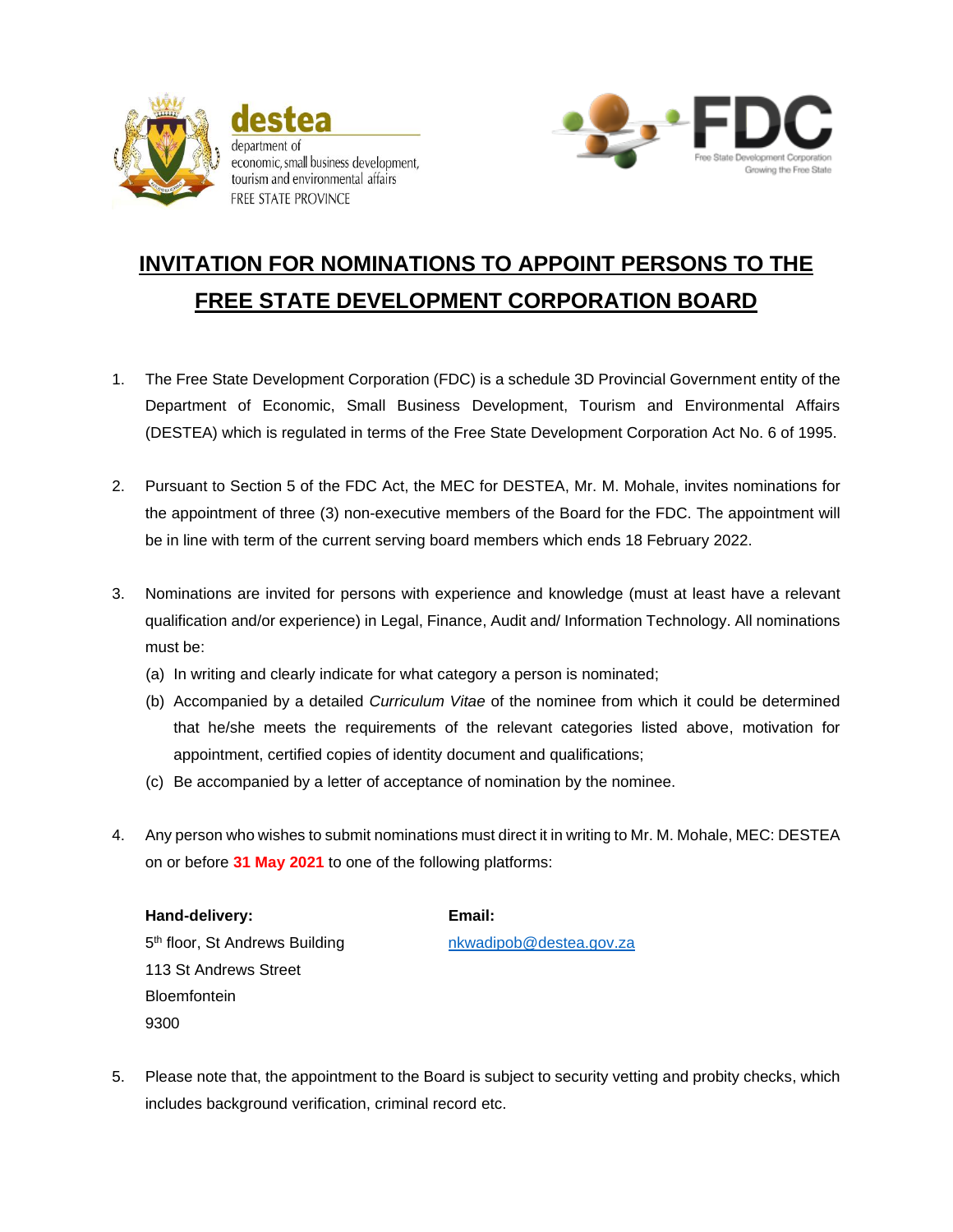destea
department of
economic, small business development,
tourism and environmental affairs
FREE STATE PROVINCE

FDC
Free State Development Corporation
Growing the Free State

# INVITATION FOR NOMINATIONS TO APPOINT PERSONS TO THE FREE STATE DEVELOPMENT CORPORATION BOARD

1. The Free State Development Corporation (FDC) is a schedule 3D Provincial Government entity of the Department of Economic, Small Business Development, Tourism and Environmental Affairs (DESTEA) which is regulated in terms of the Free State Development Corporation Act No. 6 of 1995.

2. Pursuant to Section 5 of the FDC Act, the MEC for DESTEA, Mr. M. Mohale, invites nominations for the appointment of three (3) non-executive members of the Board for the FDC. The appointment will be in line with term of the current serving board members which ends 18 February 2022.

3. Nominations are invited for persons with experience and knowledge (must at least have a relevant qualification and/or experience) in Legal, Finance, Audit and/ Information Technology. All nominations must be:
   (a) In writing and clearly indicate for what category a person is nominated;
   (b) Accompanied by a detailed *Curriculum Vitae* of the nominee from which it could be determined that he/she meets the requirements of the relevant categories listed above, motivation for appointment, certified copies of identity document and qualifications;
   (c) Be accompanied by a letter of acceptance of nomination by the nominee.

4. Any person who wishes to submit nominations must direct it in writing to Mr. M. Mohale, MEC: DESTEA on or before **31 May 2021** to one of the following platforms:

   **Hand-delivery:**
   5th floor, St Andrews Building
   113 St Andrews Street
   Bloemfontein
   9300

   **Email:**
   nkwadipob@destea.gov.za

5. Please note that, the appointment to the Board is subject to security vetting and probity checks, which includes background verification, criminal record etc.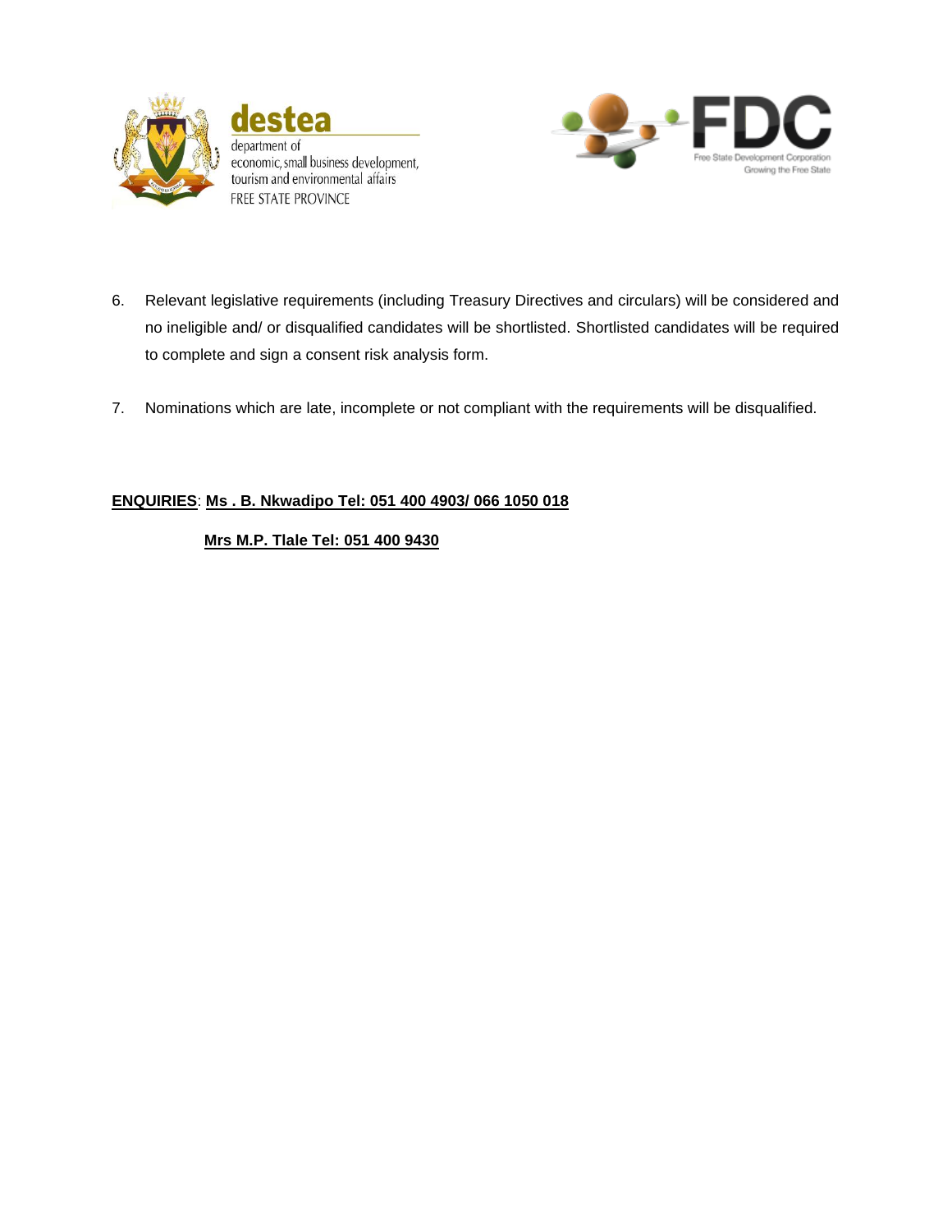6. Relevant legislative requirements (including Treasury Directives and circulars) will be considered and no ineligible and/ or disqualified candidates will be shortlisted. Shortlisted candidates will be required to complete and sign a consent risk analysis form.

7. Nominations which are late, incomplete or not compliant with the requirements will be disqualified.

**ENQUIRIES**: **Ms . B. Nkwadipo Tel: 051 400 4903/ 066 1050 018**

**Mrs M.P. Tlale Tel: 051 400 9430**